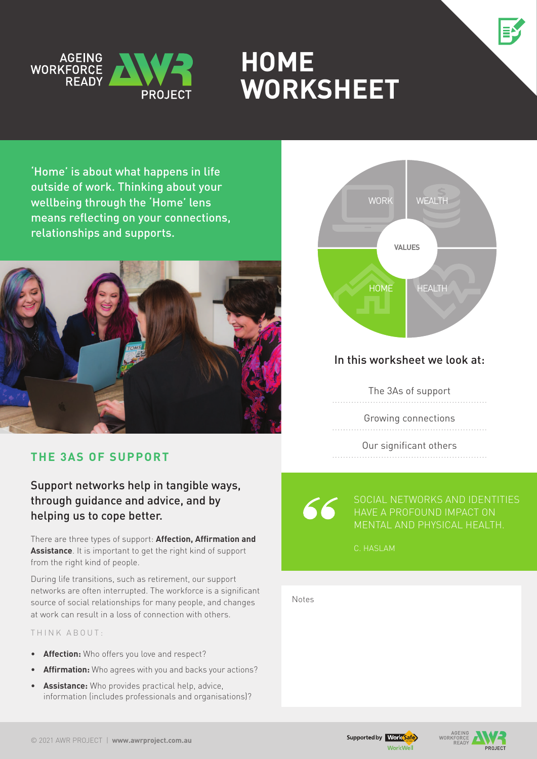# HOME WORKSHEET

'Home' is about what happens in life outside of work. Thinking about your wellbeing through the 'Home' lens means reflecting on your connections, relationships and supports.

WORK | WEALTH | VALUES | HOME | HEALTH

In this worksheet we look at:

- The 3As of support
- Growing connections
- Our significant others

## THE 3AS OF SUPPORT

### Support networks help in tangible ways, through guidance and advice, and by helping us to cope better.

There are three types of support: **Affection, Affirmation and Assistance**. It is important to get the right kind of support from the right kind of people.

During life transitions, such as retirement, our support networks are often interrupted. The workforce is a significant source of social relationships for many people, and changes at work can result in a loss of connection with others.

THINK ABOUT:

- **Affection:** Who offers you love and respect?
- **Affirmation:** Who agrees with you and backs your actions?
- **Assistance:** Who provides practical help, advice, information (includes professionals and organisations)?

> SOCIAL NETWORKS AND IDENTITIES HAVE A PROFOUND IMPACT ON MENTAL AND PHYSICAL HEALTH.
>
> C. HASLAM

Notes

© 2021 AWR PROJECT | **www.awrproject.com.au**

Supported by WorkSafe WorkWell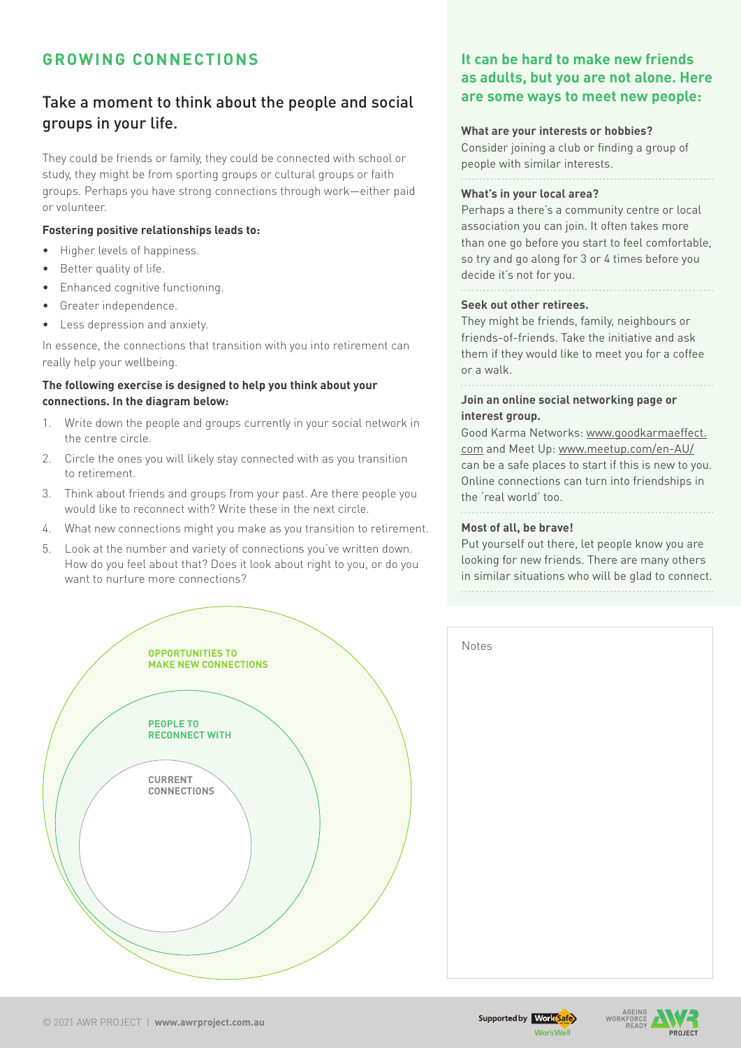## GROWING CONNECTIONS

### Take a moment to think about the people and social groups in your life.

They could be friends or family, they could be connected with school or study, they might be from sporting groups or cultural groups or faith groups. Perhaps you have strong connections through work—either paid or volunteer.

**Fostering positive relationships leads to:**

- Higher levels of happiness.
- Better quality of life.
- Enhanced cognitive functioning.
- Greater independence.
- Less depression and anxiety.

In essence, the connections that transition with you into retirement can really help your wellbeing.

**The following exercise is designed to help you think about your connections. In the diagram below:**

1. Write down the people and groups currently in your social network in the centre circle.
2. Circle the ones you will likely stay connected with as you transition to retirement.
3. Think about friends and groups from your past. Are there people you would like to reconnect with? Write these in the next circle.
4. What new connections might you make as you transition to retirement.
5. Look at the number and variety of connections you've written down. How do you feel about that? Does it look about right to you, or do you want to nurture more connections?

**OPPORTUNITIES TO MAKE NEW CONNECTIONS**

**PEOPLE TO RECONNECT WITH**

**CURRENT CONNECTIONS**

### It can be hard to make new friends as adults, but you are not alone. Here are some ways to meet new people:

**What are your interests or hobbies?**
Consider joining a club or finding a group of people with similar interests.

**What's in your local area?**
Perhaps a there's a community centre or local association you can join. It often takes more than one go before you start to feel comfortable, so try and go along for 3 or 4 times before you decide it's not for you.

**Seek out other retirees.**
They might be friends, family, neighbours or friends-of-friends. Take the initiative and ask them if they would like to meet you for a coffee or a walk.

**Join an online social networking page or interest group.**
Good Karma Networks: www.goodkarmaeffect.com and Meet Up: www.meetup.com/en-AU/ can be a safe places to start if this is new to you. Online connections can turn into friendships in the 'real world' too.

**Most of all, be brave!**
Put yourself out there, let people know you are looking for new friends. There are many others in similar situations who will be glad to connect.

Notes

© 2021 AWR PROJECT | **www.awrproject.com.au**

Supported by WorkSafe WorkWell

AGEING WORKFORCE READY AWR PROJECT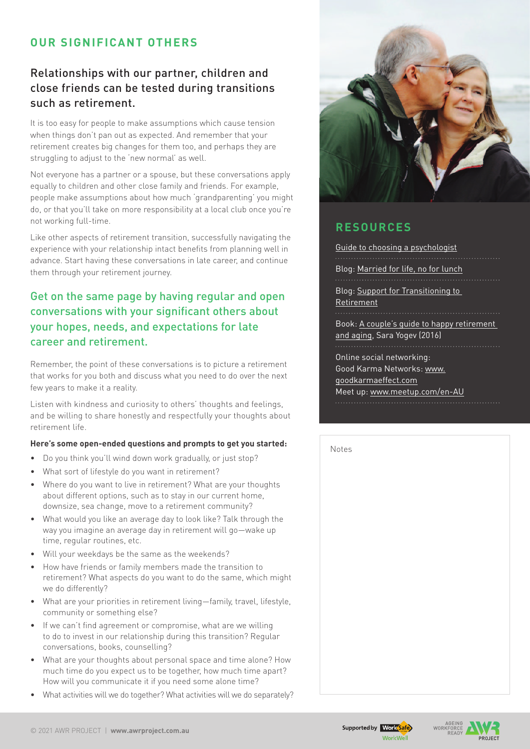## OUR SIGNIFICANT OTHERS

### Relationships with our partner, children and close friends can be tested during transitions such as retirement.

It is too easy for people to make assumptions which cause tension when things don't pan out as expected. And remember that your retirement creates big changes for them too, and perhaps they are struggling to adjust to the 'new normal' as well.

Not everyone has a partner or a spouse, but these conversations apply equally to children and other close family and friends. For example, people make assumptions about how much 'grandparenting' you might do, or that you'll take on more responsibility at a local club once you're not working full-time.

Like other aspects of retirement transition, successfully navigating the experience with your relationship intact benefits from planning well in advance. Start having these conversations in late career, and continue them through your retirement journey.

### Get on the same page by having regular and open conversations with your significant others about your hopes, needs, and expectations for late career and retirement.

Remember, the point of these conversations is to picture a retirement that works for you both and discuss what you need to do over the next few years to make it a reality.

Listen with kindness and curiosity to others' thoughts and feelings, and be willing to share honestly and respectfully your thoughts about retirement life.

**Here's some open-ended questions and prompts to get you started:**

- Do you think you'll wind down work gradually, or just stop?
- What sort of lifestyle do you want in retirement?
- Where do you want to live in retirement? What are your thoughts about different options, such as to stay in our current home, downsize, sea change, move to a retirement community?
- What would you like an average day to look like? Talk through the way you imagine an average day in retirement will go—wake up time, regular routines, etc.
- Will your weekdays be the same as the weekends?
- How have friends or family members made the transition to retirement? What aspects do you want to do the same, which might we do differently?
- What are your priorities in retirement living—family, travel, lifestyle, community or something else?
- If we can't find agreement or compromise, what are we willing to do to invest in our relationship during this transition? Regular conversations, books, counselling?
- What are your thoughts about personal space and time alone? How much time do you expect us to be together, how much time apart? How will you communicate it if you need some alone time?
- What activities will we do together? What activities will we do separately?

## RESOURCES

Guide to choosing a psychologist

Blog: Married for life, no for lunch

Blog: Support for Transitioning to Retirement

Book: A couple's guide to happy retirement and aging, Sara Yogev (2016)

Online social networking:
Good Karma Networks: www.goodkarmaeffect.com
Meet up: www.meetup.com/en-AU

Notes